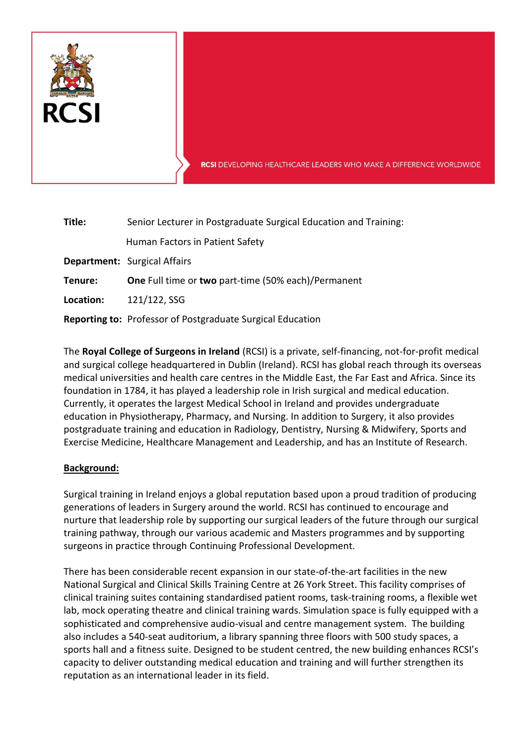RCSI

**RCSI** DEVELOPING HEALTHCARE LEADERS WHO MAKE A DIFFERENCE WORLDWIDE

**Title:** Senior Lecturer in Postgraduate Surgical Education and Training: Human Factors in Patient Safety

**Department:** Surgical Affairs

**Tenure:** **One** Full time or **two** part-time (50% each)/Permanent

**Location:** 121/122, SSG

**Reporting to:** Professor of Postgraduate Surgical Education

The **Royal College of Surgeons in Ireland** (RCSI) is a private, self-financing, not-for-profit medical and surgical college headquartered in Dublin (Ireland). RCSI has global reach through its overseas medical universities and health care centres in the Middle East, the Far East and Africa. Since its foundation in 1784, it has played a leadership role in Irish surgical and medical education. Currently, it operates the largest Medical School in Ireland and provides undergraduate education in Physiotherapy, Pharmacy, and Nursing. In addition to Surgery, it also provides postgraduate training and education in Radiology, Dentistry, Nursing & Midwifery, Sports and Exercise Medicine, Healthcare Management and Leadership, and has an Institute of Research.

## Background:

Surgical training in Ireland enjoys a global reputation based upon a proud tradition of producing generations of leaders in Surgery around the world. RCSI has continued to encourage and nurture that leadership role by supporting our surgical leaders of the future through our surgical training pathway, through our various academic and Masters programmes and by supporting surgeons in practice through Continuing Professional Development.

There has been considerable recent expansion in our state-of-the-art facilities in the new National Surgical and Clinical Skills Training Centre at 26 York Street. This facility comprises of clinical training suites containing standardised patient rooms, task-training rooms, a flexible wet lab, mock operating theatre and clinical training wards. Simulation space is fully equipped with a sophisticated and comprehensive audio-visual and centre management system. The building also includes a 540-seat auditorium, a library spanning three floors with 500 study spaces, a sports hall and a fitness suite. Designed to be student centred, the new building enhances RCSI's capacity to deliver outstanding medical education and training and will further strengthen its reputation as an international leader in its field.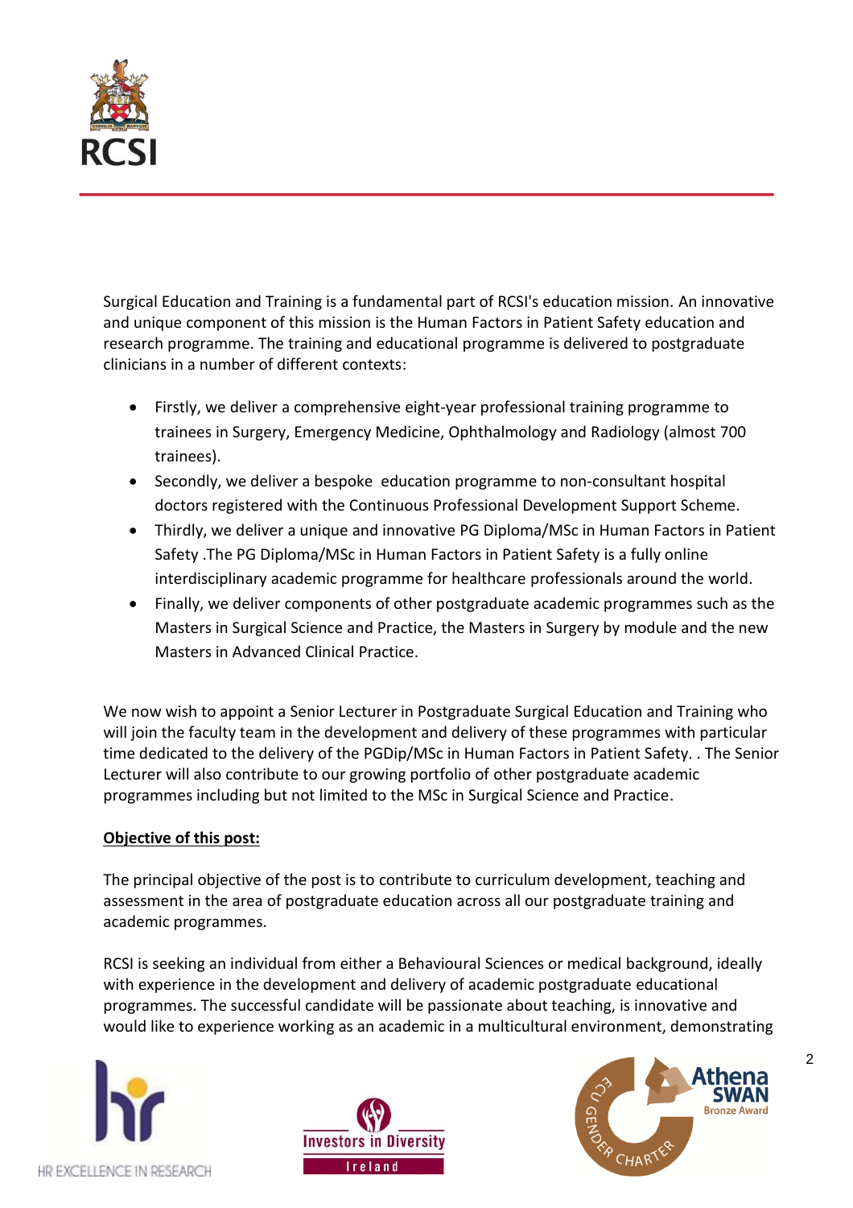Surgical Education and Training is a fundamental part of RCSI's education mission. An innovative and unique component of this mission is the Human Factors in Patient Safety education and research programme. The training and educational programme is delivered to postgraduate clinicians in a number of different contexts:

- Firstly, we deliver a comprehensive eight-year professional training programme to trainees in Surgery, Emergency Medicine, Ophthalmology and Radiology (almost 700 trainees).
- Secondly, we deliver a bespoke education programme to non-consultant hospital doctors registered with the Continuous Professional Development Support Scheme.
- Thirdly, we deliver a unique and innovative PG Diploma/MSc in Human Factors in Patient Safety .The PG Diploma/MSc in Human Factors in Patient Safety is a fully online interdisciplinary academic programme for healthcare professionals around the world.
- Finally, we deliver components of other postgraduate academic programmes such as the Masters in Surgical Science and Practice, the Masters in Surgery by module and the new Masters in Advanced Clinical Practice.

We now wish to appoint a Senior Lecturer in Postgraduate Surgical Education and Training who will join the faculty team in the development and delivery of these programmes with particular time dedicated to the delivery of the PGDip/MSc in Human Factors in Patient Safety. . The Senior Lecturer will also contribute to our growing portfolio of other postgraduate academic programmes including but not limited to the MSc in Surgical Science and Practice.

**Objective of this post:**

The principal objective of the post is to contribute to curriculum development, teaching and assessment in the area of postgraduate education across all our postgraduate training and academic programmes.

RCSI is seeking an individual from either a Behavioural Sciences or medical background, ideally with experience in the development and delivery of academic postgraduate educational programmes. The successful candidate will be passionate about teaching, is innovative and would like to experience working as an academic in a multicultural environment, demonstrating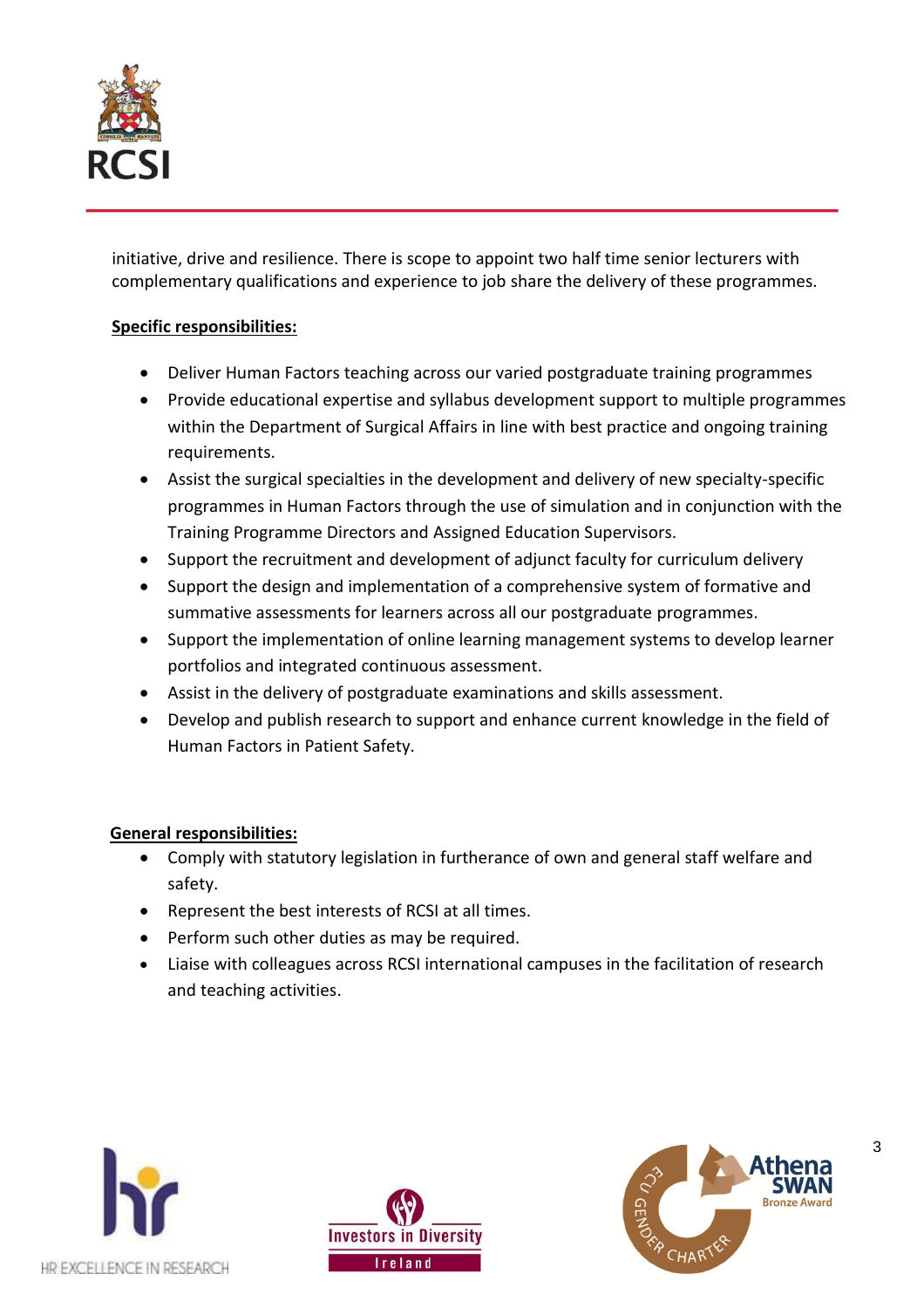initiative, drive and resilience. There is scope to appoint two half time senior lecturers with complementary qualifications and experience to job share the delivery of these programmes.

**Specific responsibilities:**

- Deliver Human Factors teaching across our varied postgraduate training programmes
- Provide educational expertise and syllabus development support to multiple programmes within the Department of Surgical Affairs in line with best practice and ongoing training requirements.
- Assist the surgical specialties in the development and delivery of new specialty-specific programmes in Human Factors through the use of simulation and in conjunction with the Training Programme Directors and Assigned Education Supervisors.
- Support the recruitment and development of adjunct faculty for curriculum delivery
- Support the design and implementation of a comprehensive system of formative and summative assessments for learners across all our postgraduate programmes.
- Support the implementation of online learning management systems to develop learner portfolios and integrated continuous assessment.
- Assist in the delivery of postgraduate examinations and skills assessment.
- Develop and publish research to support and enhance current knowledge in the field of Human Factors in Patient Safety.

**General responsibilities:**

- Comply with statutory legislation in furtherance of own and general staff welfare and safety.
- Represent the best interests of RCSI at all times.
- Perform such other duties as may be required.
- Liaise with colleagues across RCSI international campuses in the facilitation of research and teaching activities.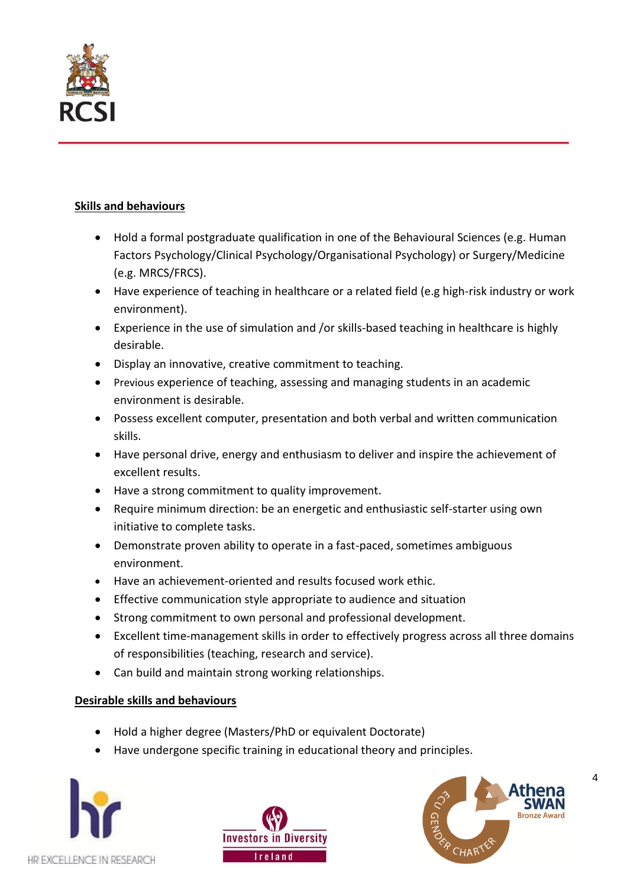**Skills and behaviours**

- Hold a formal postgraduate qualification in one of the Behavioural Sciences (e.g. Human Factors Psychology/Clinical Psychology/Organisational Psychology) or Surgery/Medicine (e.g. MRCS/FRCS).
- Have experience of teaching in healthcare or a related field (e.g high-risk industry or work environment).
- Experience in the use of simulation and /or skills-based teaching in healthcare is highly desirable.
- Display an innovative, creative commitment to teaching.
- Previous experience of teaching, assessing and managing students in an academic environment is desirable.
- Possess excellent computer, presentation and both verbal and written communication skills.
- Have personal drive, energy and enthusiasm to deliver and inspire the achievement of excellent results.
- Have a strong commitment to quality improvement.
- Require minimum direction: be an energetic and enthusiastic self-starter using own initiative to complete tasks.
- Demonstrate proven ability to operate in a fast-paced, sometimes ambiguous environment.
- Have an achievement-oriented and results focused work ethic.
- Effective communication style appropriate to audience and situation
- Strong commitment to own personal and professional development.
- Excellent time-management skills in order to effectively progress across all three domains of responsibilities (teaching, research and service).
- Can build and maintain strong working relationships.

**Desirable skills and behaviours**

- Hold a higher degree (Masters/PhD or equivalent Doctorate)
- Have undergone specific training in educational theory and principles.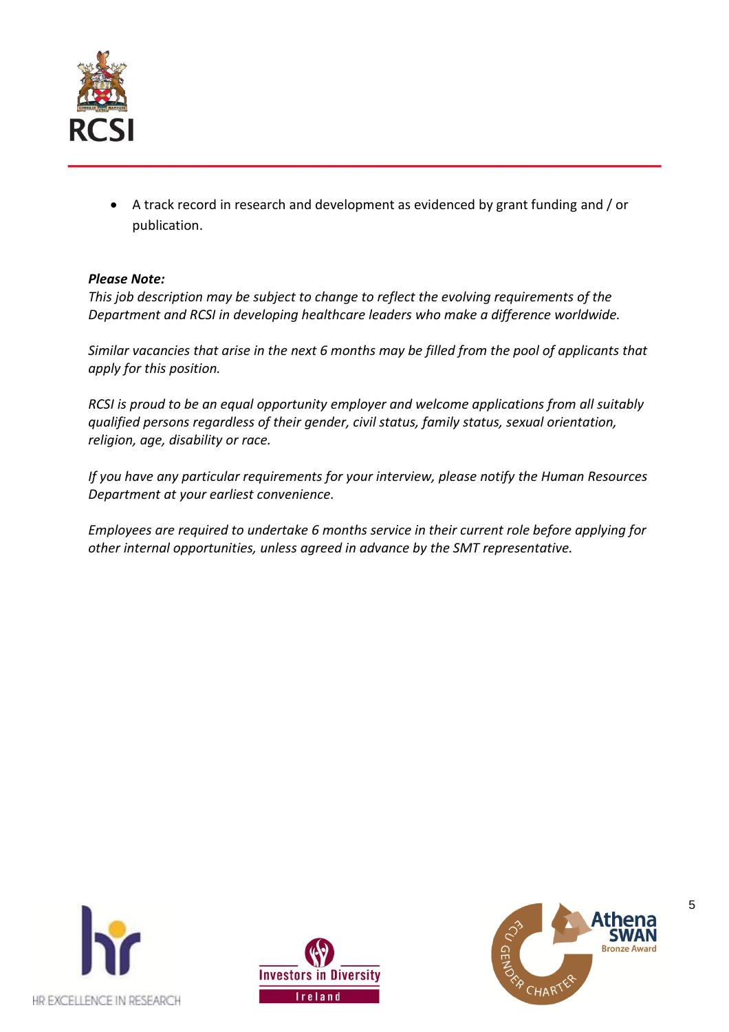- A track record in research and development as evidenced by grant funding and / or publication.

***Please Note:***

*This job description may be subject to change to reflect the evolving requirements of the Department and RCSI in developing healthcare leaders who make a difference worldwide.*

*Similar vacancies that arise in the next 6 months may be filled from the pool of applicants that apply for this position.*

*RCSI is proud to be an equal opportunity employer and welcome applications from all suitably qualified persons regardless of their gender, civil status, family status, sexual orientation, religion, age, disability or race.*

*If you have any particular requirements for your interview, please notify the Human Resources Department at your earliest convenience.*

*Employees are required to undertake 6 months service in their current role before applying for other internal opportunities, unless agreed in advance by the SMT representative.*